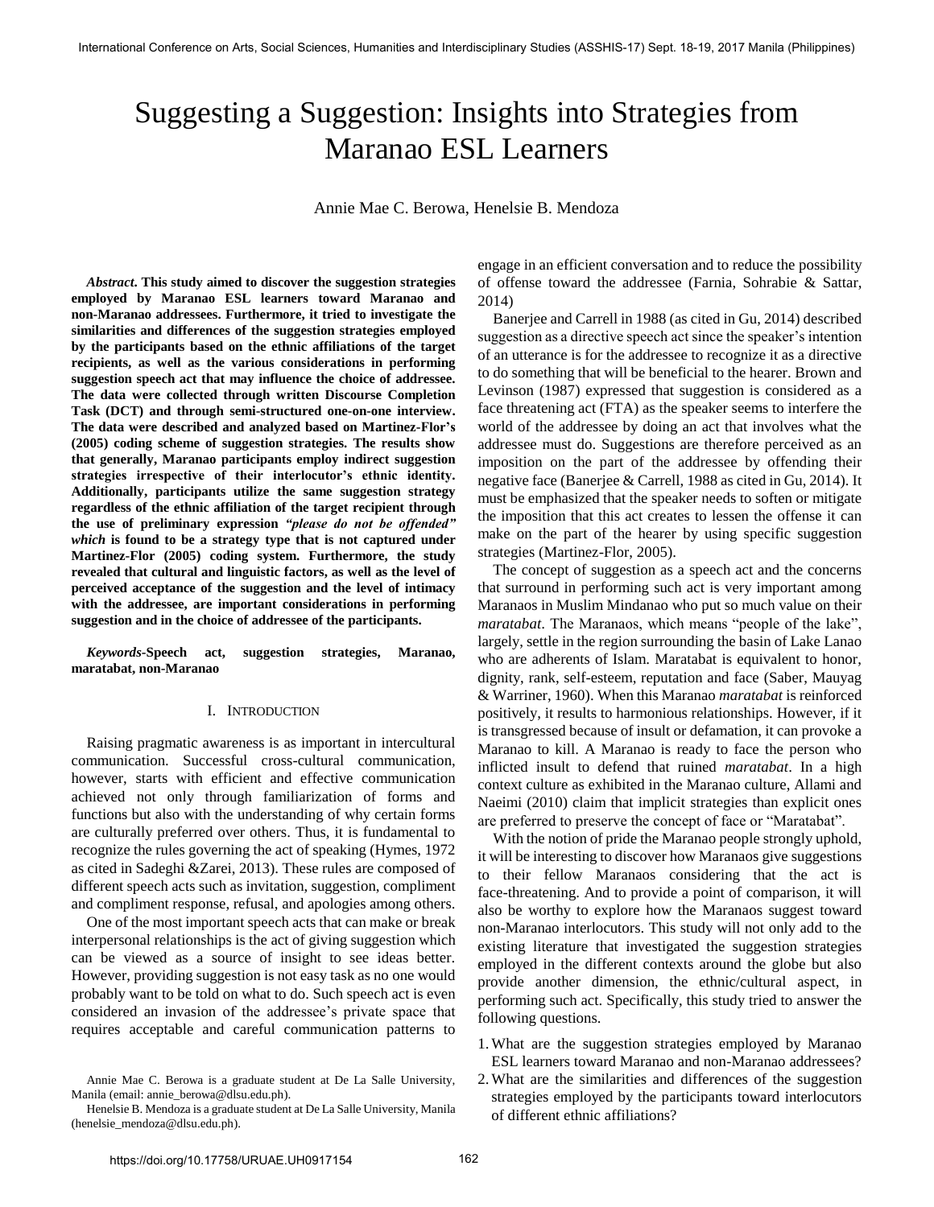# Suggesting a Suggestion: Insights into Strategies from Maranao ESL Learners

Annie Mae C. Berowa, Henelsie B. Mendoza

***Abstract*. This study aimed to discover the suggestion strategies employed by Maranao ESL learners toward Maranao and non-Maranao addressees. Furthermore, it tried to investigate the similarities and differences of the suggestion strategies employed by the participants based on the ethnic affiliations of the target recipients, as well as the various considerations in performing suggestion speech act that may influence the choice of addressee. The data were collected through written Discourse Completion Task (DCT) and through semi-structured one-on-one interview. The data were described and analyzed based on Martinez-Flor's (2005) coding scheme of suggestion strategies. The results show that generally, Maranao participants employ indirect suggestion strategies irrespective of their interlocutor's ethnic identity. Additionally, participants utilize the same suggestion strategy regardless of the ethnic affiliation of the target recipient through the use of preliminary expression *"please do not be offended" which* is found to be a strategy type that is not captured under Martinez-Flor (2005) coding system. Furthermore, the study revealed that cultural and linguistic factors, as well as the level of perceived acceptance of the suggestion and the level of intimacy with the addressee, are important considerations in performing suggestion and in the choice of addressee of the participants.**

***Keywords*-Speech act, suggestion strategies, Maranao, maratabat, non-Maranao**

## I. Introduction

Raising pragmatic awareness is as important in intercultural communication. Successful cross-cultural communication, however, starts with efficient and effective communication achieved not only through familiarization of forms and functions but also with the understanding of why certain forms are culturally preferred over others. Thus, it is fundamental to recognize the rules governing the act of speaking (Hymes, 1972 as cited in Sadeghi &Zarei, 2013). These rules are composed of different speech acts such as invitation, suggestion, compliment and compliment response, refusal, and apologies among others.

One of the most important speech acts that can make or break interpersonal relationships is the act of giving suggestion which can be viewed as a source of insight to see ideas better. However, providing suggestion is not easy task as no one would probably want to be told on what to do. Such speech act is even considered an invasion of the addressee's private space that requires acceptable and careful communication patterns to engage in an efficient conversation and to reduce the possibility of offense toward the addressee (Farnia, Sohrabie & Sattar, 2014)

Banerjee and Carrell in 1988 (as cited in Gu, 2014) described suggestion as a directive speech act since the speaker's intention of an utterance is for the addressee to recognize it as a directive to do something that will be beneficial to the hearer. Brown and Levinson (1987) expressed that suggestion is considered as a face threatening act (FTA) as the speaker seems to interfere the world of the addressee by doing an act that involves what the addressee must do. Suggestions are therefore perceived as an imposition on the part of the addressee by offending their negative face (Banerjee & Carrell, 1988 as cited in Gu, 2014). It must be emphasized that the speaker needs to soften or mitigate the imposition that this act creates to lessen the offense it can make on the part of the hearer by using specific suggestion strategies (Martinez-Flor, 2005).

The concept of suggestion as a speech act and the concerns that surround in performing such act is very important among Maranaos in Muslim Mindanao who put so much value on their *maratabat*. The Maranaos, which means "people of the lake", largely, settle in the region surrounding the basin of Lake Lanao who are adherents of Islam. Maratabat is equivalent to honor, dignity, rank, self-esteem, reputation and face (Saber, Mauyag & Warriner, 1960). When this Maranao *maratabat* is reinforced positively, it results to harmonious relationships. However, if it is transgressed because of insult or defamation, it can provoke a Maranao to kill. A Maranao is ready to face the person who inflicted insult to defend that ruined *maratabat*. In a high context culture as exhibited in the Maranao culture, Allami and Naeimi (2010) claim that implicit strategies than explicit ones are preferred to preserve the concept of face or "Maratabat".

With the notion of pride the Maranao people strongly uphold, it will be interesting to discover how Maranaos give suggestions to their fellow Maranaos considering that the act is face-threatening. And to provide a point of comparison, it will also be worthy to explore how the Maranaos suggest toward non-Maranao interlocutors. This study will not only add to the existing literature that investigated the suggestion strategies employed in the different contexts around the globe but also provide another dimension, the ethnic/cultural aspect, in performing such act. Specifically, this study tried to answer the following questions.

1. What are the suggestion strategies employed by Maranao ESL learners toward Maranao and non-Maranao addressees?
2. What are the similarities and differences of the suggestion strategies employed by the participants toward interlocutors of different ethnic affiliations?

Annie Mae C. Berowa is a graduate student at De La Salle University, Manila (email: annie_berowa@dlsu.edu.ph).

Henelsie B. Mendoza is a graduate student at De La Salle University, Manila (henelsie_mendoza@dlsu.edu.ph).

https://doi.org/10.17758/URUAE.UH0917154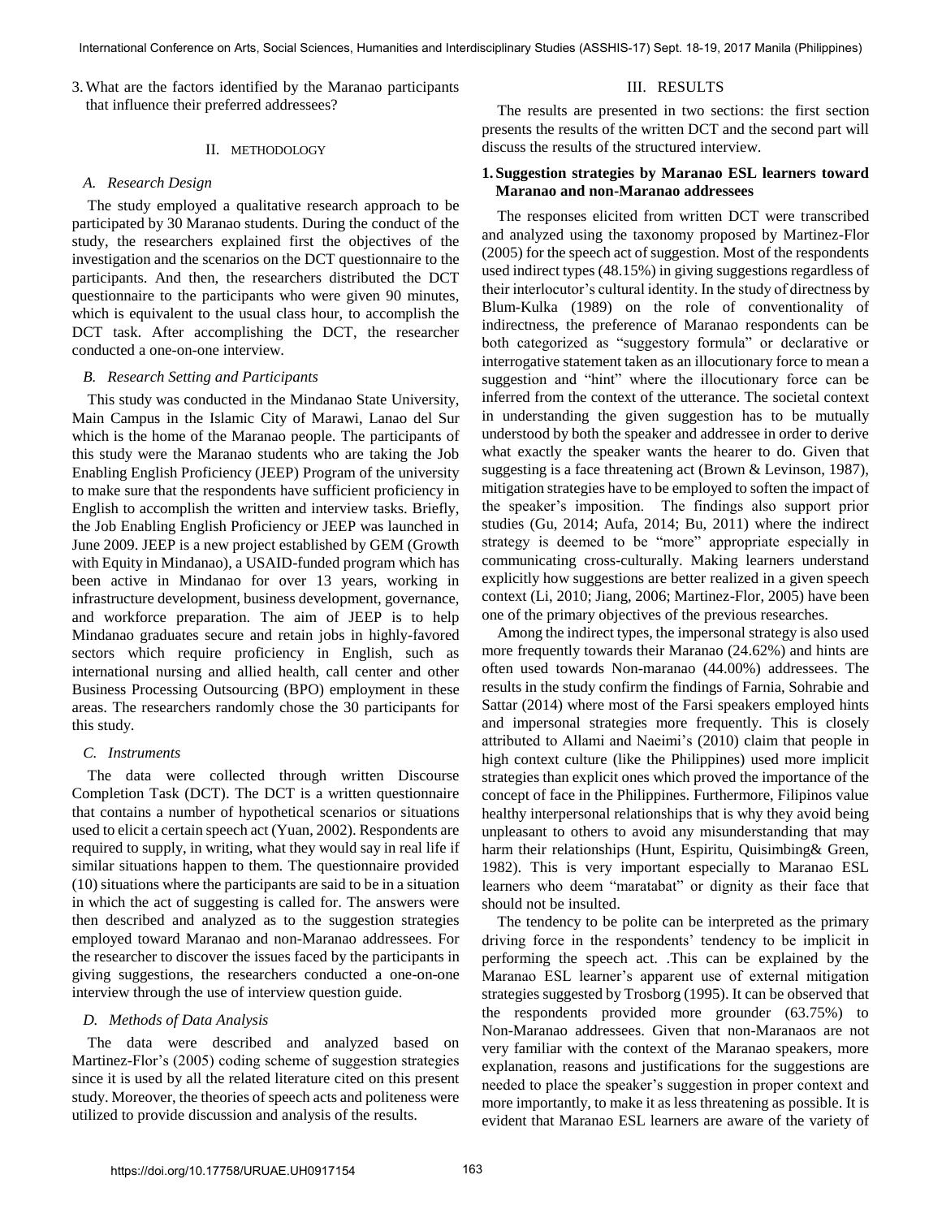3. What are the factors identified by the Maranao participants that influence their preferred addressees?

## II. METHODOLOGY

### A. Research Design

The study employed a qualitative research approach to be participated by 30 Maranao students. During the conduct of the study, the researchers explained first the objectives of the investigation and the scenarios on the DCT questionnaire to the participants. And then, the researchers distributed the DCT questionnaire to the participants who were given 90 minutes, which is equivalent to the usual class hour, to accomplish the DCT task. After accomplishing the DCT, the researcher conducted a one-on-one interview.

### B. Research Setting and Participants

This study was conducted in the Mindanao State University, Main Campus in the Islamic City of Marawi, Lanao del Sur which is the home of the Maranao people. The participants of this study were the Maranao students who are taking the Job Enabling English Proficiency (JEEP) Program of the university to make sure that the respondents have sufficient proficiency in English to accomplish the written and interview tasks. Briefly, the Job Enabling English Proficiency or JEEP was launched in June 2009. JEEP is a new project established by GEM (Growth with Equity in Mindanao), a USAID-funded program which has been active in Mindanao for over 13 years, working in infrastructure development, business development, governance, and workforce preparation. The aim of JEEP is to help Mindanao graduates secure and retain jobs in highly-favored sectors which require proficiency in English, such as international nursing and allied health, call center and other Business Processing Outsourcing (BPO) employment in these areas. The researchers randomly chose the 30 participants for this study.

### C. Instruments

The data were collected through written Discourse Completion Task (DCT). The DCT is a written questionnaire that contains a number of hypothetical scenarios or situations used to elicit a certain speech act (Yuan, 2002). Respondents are required to supply, in writing, what they would say in real life if similar situations happen to them. The questionnaire provided (10) situations where the participants are said to be in a situation in which the act of suggesting is called for. The answers were then described and analyzed as to the suggestion strategies employed toward Maranao and non-Maranao addressees. For the researcher to discover the issues faced by the participants in giving suggestions, the researchers conducted a one-on-one interview through the use of interview question guide.

### D. Methods of Data Analysis

The data were described and analyzed based on Martinez-Flor's (2005) coding scheme of suggestion strategies since it is used by all the related literature cited on this present study. Moreover, the theories of speech acts and politeness were utilized to provide discussion and analysis of the results.

## III. RESULTS

The results are presented in two sections: the first section presents the results of the written DCT and the second part will discuss the results of the structured interview.

### 1. Suggestion strategies by Maranao ESL learners toward Maranao and non-Maranao addressees

The responses elicited from written DCT were transcribed and analyzed using the taxonomy proposed by Martinez-Flor (2005) for the speech act of suggestion. Most of the respondents used indirect types (48.15%) in giving suggestions regardless of their interlocutor's cultural identity. In the study of directness by Blum-Kulka (1989) on the role of conventionality of indirectness, the preference of Maranao respondents can be both categorized as "suggestory formula" or declarative or interrogative statement taken as an illocutionary force to mean a suggestion and "hint" where the illocutionary force can be inferred from the context of the utterance. The societal context in understanding the given suggestion has to be mutually understood by both the speaker and addressee in order to derive what exactly the speaker wants the hearer to do. Given that suggesting is a face threatening act (Brown & Levinson, 1987), mitigation strategies have to be employed to soften the impact of the speaker's imposition. The findings also support prior studies (Gu, 2014; Aufa, 2014; Bu, 2011) where the indirect strategy is deemed to be "more" appropriate especially in communicating cross-culturally. Making learners understand explicitly how suggestions are better realized in a given speech context (Li, 2010; Jiang, 2006; Martinez-Flor, 2005) have been one of the primary objectives of the previous researches.

Among the indirect types, the impersonal strategy is also used more frequently towards their Maranao (24.62%) and hints are often used towards Non-maranao (44.00%) addressees. The results in the study confirm the findings of Farnia, Sohrabie and Sattar (2014) where most of the Farsi speakers employed hints and impersonal strategies more frequently. This is closely attributed to Allami and Naeimi's (2010) claim that people in high context culture (like the Philippines) used more implicit strategies than explicit ones which proved the importance of the concept of face in the Philippines. Furthermore, Filipinos value healthy interpersonal relationships that is why they avoid being unpleasant to others to avoid any misunderstanding that may harm their relationships (Hunt, Espiritu, Quisimbing& Green, 1982). This is very important especially to Maranao ESL learners who deem "maratabat" or dignity as their face that should not be insulted.

The tendency to be polite can be interpreted as the primary driving force in the respondents' tendency to be implicit in performing the speech act. .This can be explained by the Maranao ESL learner's apparent use of external mitigation strategies suggested by Trosborg (1995). It can be observed that the respondents provided more grounder (63.75%) to Non-Maranao addressees. Given that non-Maranaos are not very familiar with the context of the Maranao speakers, more explanation, reasons and justifications for the suggestions are needed to place the speaker's suggestion in proper context and more importantly, to make it as less threatening as possible. It is evident that Maranao ESL learners are aware of the variety of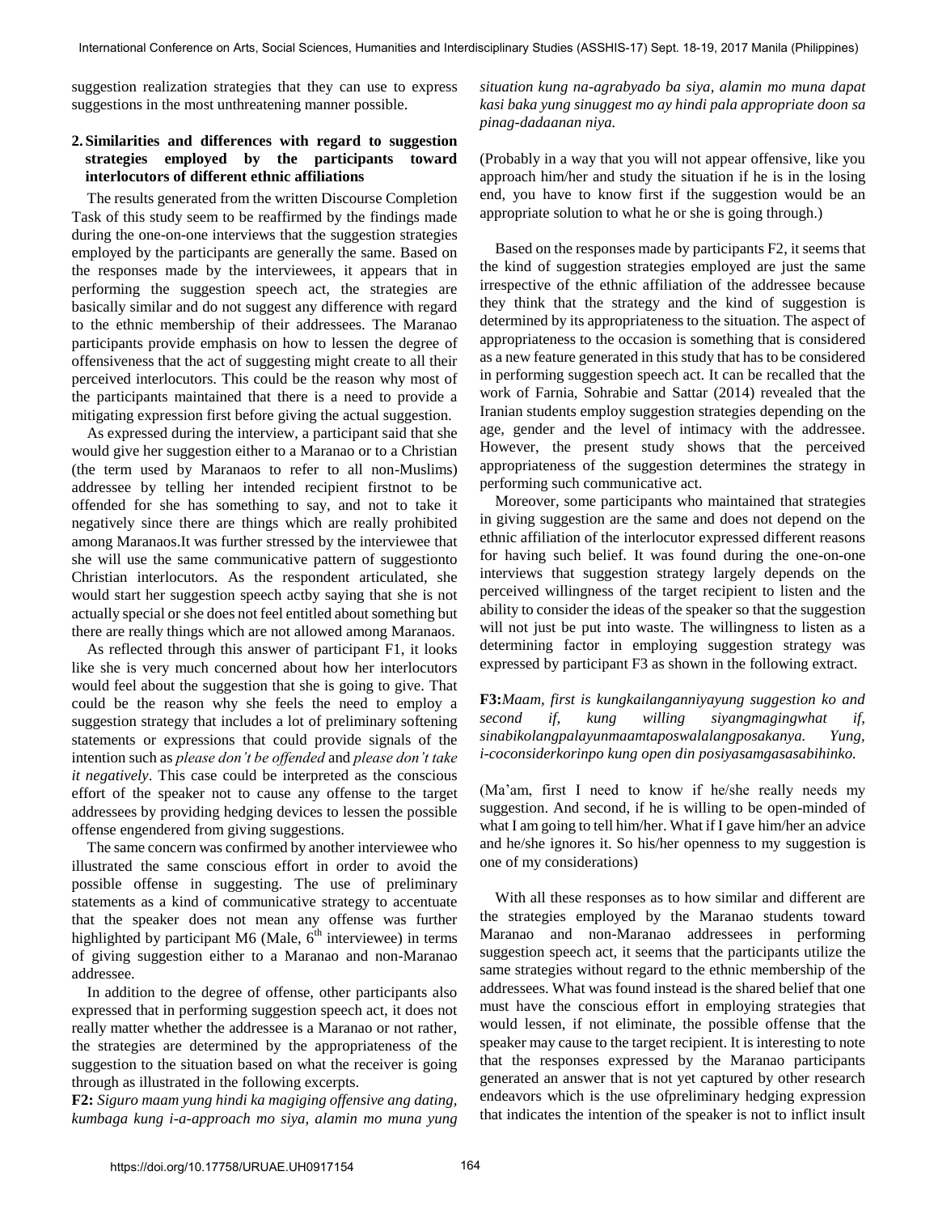suggestion realization strategies that they can use to express suggestions in the most unthreatening manner possible.

## 2. Similarities and differences with regard to suggestion strategies employed by the participants toward interlocutors of different ethnic affiliations

The results generated from the written Discourse Completion Task of this study seem to be reaffirmed by the findings made during the one-on-one interviews that the suggestion strategies employed by the participants are generally the same. Based on the responses made by the interviewees, it appears that in performing the suggestion speech act, the strategies are basically similar and do not suggest any difference with regard to the ethnic membership of their addressees. The Maranao participants provide emphasis on how to lessen the degree of offensiveness that the act of suggesting might create to all their perceived interlocutors. This could be the reason why most of the participants maintained that there is a need to provide a mitigating expression first before giving the actual suggestion.

As expressed during the interview, a participant said that she would give her suggestion either to a Maranao or to a Christian (the term used by Maranaos to refer to all non-Muslims) addressee by telling her intended recipient firstnot to be offended for she has something to say, and not to take it negatively since there are things which are really prohibited among Maranaos.It was further stressed by the interviewee that she will use the same communicative pattern of suggestionto Christian interlocutors. As the respondent articulated, she would start her suggestion speech actby saying that she is not actually special or she does not feel entitled about something but there are really things which are not allowed among Maranaos.

As reflected through this answer of participant F1, it looks like she is very much concerned about how her interlocutors would feel about the suggestion that she is going to give. That could be the reason why she feels the need to employ a suggestion strategy that includes a lot of preliminary softening statements or expressions that could provide signals of the intention such as *please don't be offended* and *please don't take it negatively*. This case could be interpreted as the conscious effort of the speaker not to cause any offense to the target addressees by providing hedging devices to lessen the possible offense engendered from giving suggestions.

The same concern was confirmed by another interviewee who illustrated the same conscious effort in order to avoid the possible offense in suggesting. The use of preliminary statements as a kind of communicative strategy to accentuate that the speaker does not mean any offense was further highlighted by participant M6 (Male, 6th interviewee) in terms of giving suggestion either to a Maranao and non-Maranao addressee.

In addition to the degree of offense, other participants also expressed that in performing suggestion speech act, it does not really matter whether the addressee is a Maranao or not rather, the strategies are determined by the appropriateness of the suggestion to the situation based on what the receiver is going through as illustrated in the following excerpts.

**F2:** *Siguro maam yung hindi ka magiging offensive ang dating, kumbaga kung i-a-approach mo siya, alamin mo muna yung situation kung na-agrabyado ba siya, alamin mo muna dapat kasi baka yung sinuggest mo ay hindi pala appropriate doon sa pinag-dadaanan niya.*

(Probably in a way that you will not appear offensive, like you approach him/her and study the situation if he is in the losing end, you have to know first if the suggestion would be an appropriate solution to what he or she is going through.)

Based on the responses made by participants F2, it seems that the kind of suggestion strategies employed are just the same irrespective of the ethnic affiliation of the addressee because they think that the strategy and the kind of suggestion is determined by its appropriateness to the situation. The aspect of appropriateness to the occasion is something that is considered as a new feature generated in this study that has to be considered in performing suggestion speech act. It can be recalled that the work of Farnia, Sohrabie and Sattar (2014) revealed that the Iranian students employ suggestion strategies depending on the age, gender and the level of intimacy with the addressee. However, the present study shows that the perceived appropriateness of the suggestion determines the strategy in performing such communicative act.

Moreover, some participants who maintained that strategies in giving suggestion are the same and does not depend on the ethnic affiliation of the interlocutor expressed different reasons for having such belief. It was found during the one-on-one interviews that suggestion strategy largely depends on the perceived willingness of the target recipient to listen and the ability to consider the ideas of the speaker so that the suggestion will not just be put into waste. The willingness to listen as a determining factor in employing suggestion strategy was expressed by participant F3 as shown in the following extract.

**F3:** *Maam, first is kungkailanganniyayung suggestion ko and second if, kung willing siyangmagingwhat if, sinabikolangpalayunmaamtaposwalalangposakanya. Yung, i-coconsiderkorinpo kung open din posiyasamgasasabihinko.*

(Ma'am, first I need to know if he/she really needs my suggestion. And second, if he is willing to be open-minded of what I am going to tell him/her. What if I gave him/her an advice and he/she ignores it. So his/her openness to my suggestion is one of my considerations)

With all these responses as to how similar and different are the strategies employed by the Maranao students toward Maranao and non-Maranao addressees in performing suggestion speech act, it seems that the participants utilize the same strategies without regard to the ethnic membership of the addressees. What was found instead is the shared belief that one must have the conscious effort in employing strategies that would lessen, if not eliminate, the possible offense that the speaker may cause to the target recipient. It is interesting to note that the responses expressed by the Maranao participants generated an answer that is not yet captured by other research endeavors which is the use ofpreliminary hedging expression that indicates the intention of the speaker is not to inflict insult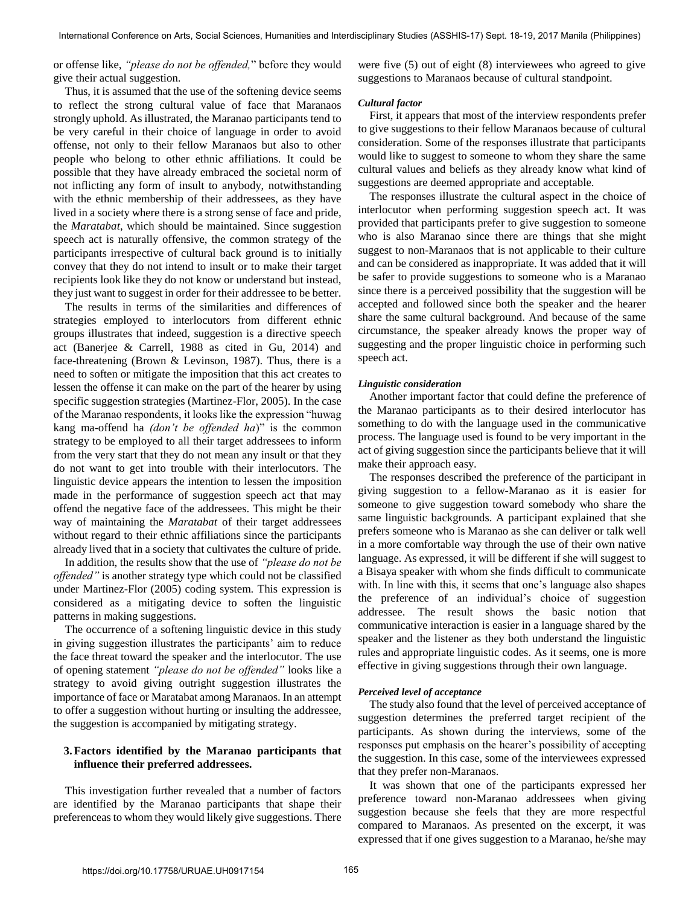or offense like, *"please do not be offended,*" before they would give their actual suggestion.

Thus, it is assumed that the use of the softening device seems to reflect the strong cultural value of face that Maranaos strongly uphold. As illustrated, the Maranao participants tend to be very careful in their choice of language in order to avoid offense, not only to their fellow Maranaos but also to other people who belong to other ethnic affiliations. It could be possible that they have already embraced the societal norm of not inflicting any form of insult to anybody, notwithstanding with the ethnic membership of their addressees, as they have lived in a society where there is a strong sense of face and pride, the *Maratabat*, which should be maintained. Since suggestion speech act is naturally offensive, the common strategy of the participants irrespective of cultural back ground is to initially convey that they do not intend to insult or to make their target recipients look like they do not know or understand but instead, they just want to suggest in order for their addressee to be better.

The results in terms of the similarities and differences of strategies employed to interlocutors from different ethnic groups illustrates that indeed, suggestion is a directive speech act (Banerjee & Carrell, 1988 as cited in Gu, 2014) and face-threatening (Brown & Levinson, 1987). Thus, there is a need to soften or mitigate the imposition that this act creates to lessen the offense it can make on the part of the hearer by using specific suggestion strategies (Martinez-Flor, 2005). In the case of the Maranao respondents, it looks like the expression "huwag kang ma-offend ha *(don't be offended ha*)" is the common strategy to be employed to all their target addressees to inform from the very start that they do not mean any insult or that they do not want to get into trouble with their interlocutors. The linguistic device appears the intention to lessen the imposition made in the performance of suggestion speech act that may offend the negative face of the addressees. This might be their way of maintaining the *Maratabat* of their target addressees without regard to their ethnic affiliations since the participants already lived that in a society that cultivates the culture of pride.

In addition, the results show that the use of *"please do not be offended"* is another strategy type which could not be classified under Martinez-Flor (2005) coding system. This expression is considered as a mitigating device to soften the linguistic patterns in making suggestions.

The occurrence of a softening linguistic device in this study in giving suggestion illustrates the participants' aim to reduce the face threat toward the speaker and the interlocutor. The use of opening statement *"please do not be offended"* looks like a strategy to avoid giving outright suggestion illustrates the importance of face or Maratabat among Maranaos. In an attempt to offer a suggestion without hurting or insulting the addressee, the suggestion is accompanied by mitigating strategy.

### 3. Factors identified by the Maranao participants that influence their preferred addressees.

This investigation further revealed that a number of factors are identified by the Maranao participants that shape their preferenceas to whom they would likely give suggestions. There were five (5) out of eight (8) interviewees who agreed to give suggestions to Maranaos because of cultural standpoint.

#### *Cultural factor*

First, it appears that most of the interview respondents prefer to give suggestions to their fellow Maranaos because of cultural consideration. Some of the responses illustrate that participants would like to suggest to someone to whom they share the same cultural values and beliefs as they already know what kind of suggestions are deemed appropriate and acceptable.

The responses illustrate the cultural aspect in the choice of interlocutor when performing suggestion speech act. It was provided that participants prefer to give suggestion to someone who is also Maranao since there are things that she might suggest to non-Maranaos that is not applicable to their culture and can be considered as inappropriate. It was added that it will be safer to provide suggestions to someone who is a Maranao since there is a perceived possibility that the suggestion will be accepted and followed since both the speaker and the hearer share the same cultural background. And because of the same circumstance, the speaker already knows the proper way of suggesting and the proper linguistic choice in performing such speech act.

#### *Linguistic consideration*

Another important factor that could define the preference of the Maranao participants as to their desired interlocutor has something to do with the language used in the communicative process. The language used is found to be very important in the act of giving suggestion since the participants believe that it will make their approach easy.

The responses described the preference of the participant in giving suggestion to a fellow-Maranao as it is easier for someone to give suggestion toward somebody who share the same linguistic backgrounds. A participant explained that she prefers someone who is Maranao as she can deliver or talk well in a more comfortable way through the use of their own native language. As expressed, it will be different if she will suggest to a Bisaya speaker with whom she finds difficult to communicate with. In line with this, it seems that one's language also shapes the preference of an individual's choice of suggestion addressee. The result shows the basic notion that communicative interaction is easier in a language shared by the speaker and the listener as they both understand the linguistic rules and appropriate linguistic codes. As it seems, one is more effective in giving suggestions through their own language.

#### *Perceived level of acceptance*

The study also found that the level of perceived acceptance of suggestion determines the preferred target recipient of the participants. As shown during the interviews, some of the responses put emphasis on the hearer's possibility of accepting the suggestion. In this case, some of the interviewees expressed that they prefer non-Maranaos.

It was shown that one of the participants expressed her preference toward non-Maranao addressees when giving suggestion because she feels that they are more respectful compared to Maranaos. As presented on the excerpt, it was expressed that if one gives suggestion to a Maranao, he/she may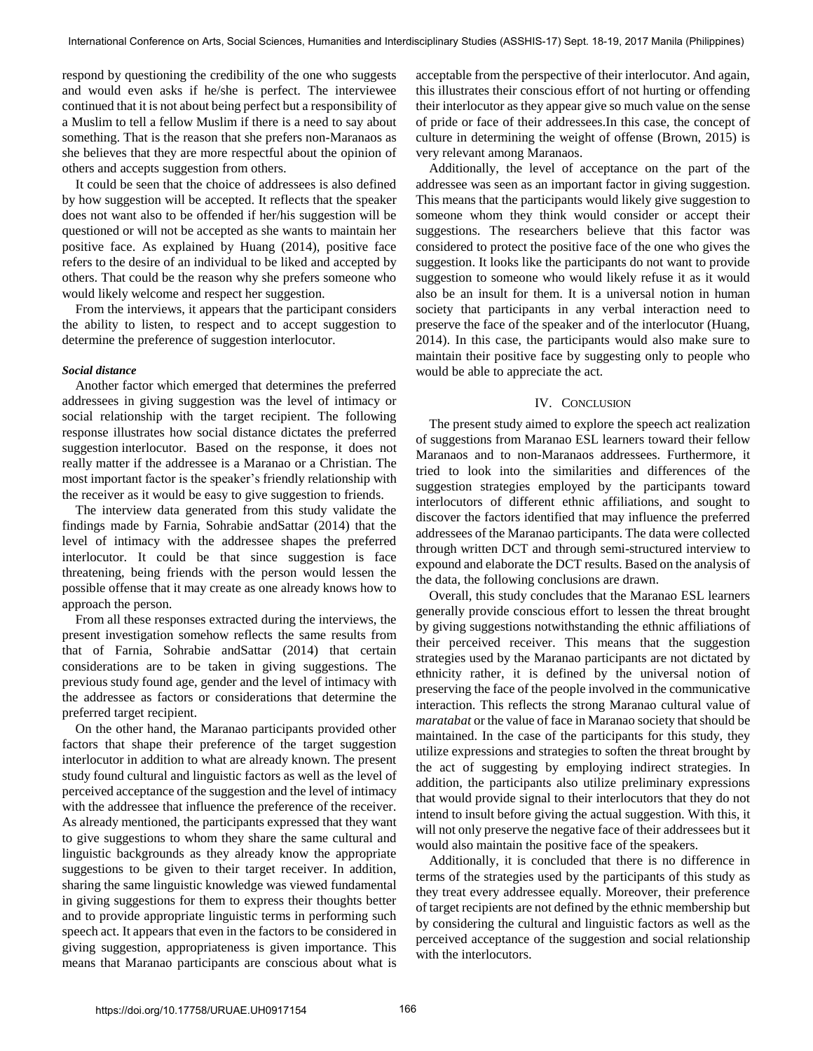respond by questioning the credibility of the one who suggests and would even asks if he/she is perfect. The interviewee continued that it is not about being perfect but a responsibility of a Muslim to tell a fellow Muslim if there is a need to say about something. That is the reason that she prefers non-Maranaos as she believes that they are more respectful about the opinion of others and accepts suggestion from others.

It could be seen that the choice of addressees is also defined by how suggestion will be accepted. It reflects that the speaker does not want also to be offended if her/his suggestion will be questioned or will not be accepted as she wants to maintain her positive face. As explained by Huang (2014), positive face refers to the desire of an individual to be liked and accepted by others. That could be the reason why she prefers someone who would likely welcome and respect her suggestion.

From the interviews, it appears that the participant considers the ability to listen, to respect and to accept suggestion to determine the preference of suggestion interlocutor.

***Social distance***

Another factor which emerged that determines the preferred addressees in giving suggestion was the level of intimacy or social relationship with the target recipient. The following response illustrates how social distance dictates the preferred suggestion interlocutor. Based on the response, it does not really matter if the addressee is a Maranao or a Christian. The most important factor is the speaker's friendly relationship with the receiver as it would be easy to give suggestion to friends.

The interview data generated from this study validate the findings made by Farnia, Sohrabie andSattar (2014) that the level of intimacy with the addressee shapes the preferred interlocutor. It could be that since suggestion is face threatening, being friends with the person would lessen the possible offense that it may create as one already knows how to approach the person.

From all these responses extracted during the interviews, the present investigation somehow reflects the same results from that of Farnia, Sohrabie andSattar (2014) that certain considerations are to be taken in giving suggestions. The previous study found age, gender and the level of intimacy with the addressee as factors or considerations that determine the preferred target recipient.

On the other hand, the Maranao participants provided other factors that shape their preference of the target suggestion interlocutor in addition to what are already known. The present study found cultural and linguistic factors as well as the level of perceived acceptance of the suggestion and the level of intimacy with the addressee that influence the preference of the receiver. As already mentioned, the participants expressed that they want to give suggestions to whom they share the same cultural and linguistic backgrounds as they already know the appropriate suggestions to be given to their target receiver. In addition, sharing the same linguistic knowledge was viewed fundamental in giving suggestions for them to express their thoughts better and to provide appropriate linguistic terms in performing such speech act. It appears that even in the factors to be considered in giving suggestion, appropriateness is given importance. This means that Maranao participants are conscious about what is acceptable from the perspective of their interlocutor. And again, this illustrates their conscious effort of not hurting or offending their interlocutor as they appear give so much value on the sense of pride or face of their addressees.In this case, the concept of culture in determining the weight of offense (Brown, 2015) is very relevant among Maranaos.

Additionally, the level of acceptance on the part of the addressee was seen as an important factor in giving suggestion. This means that the participants would likely give suggestion to someone whom they think would consider or accept their suggestions. The researchers believe that this factor was considered to protect the positive face of the one who gives the suggestion. It looks like the participants do not want to provide suggestion to someone who would likely refuse it as it would also be an insult for them. It is a universal notion in human society that participants in any verbal interaction need to preserve the face of the speaker and of the interlocutor (Huang, 2014). In this case, the participants would also make sure to maintain their positive face by suggesting only to people who would be able to appreciate the act.

## IV. Conclusion

The present study aimed to explore the speech act realization of suggestions from Maranao ESL learners toward their fellow Maranaos and to non-Maranaos addressees. Furthermore, it tried to look into the similarities and differences of the suggestion strategies employed by the participants toward interlocutors of different ethnic affiliations, and sought to discover the factors identified that may influence the preferred addressees of the Maranao participants. The data were collected through written DCT and through semi-structured interview to expound and elaborate the DCT results. Based on the analysis of the data, the following conclusions are drawn.

Overall, this study concludes that the Maranao ESL learners generally provide conscious effort to lessen the threat brought by giving suggestions notwithstanding the ethnic affiliations of their perceived receiver. This means that the suggestion strategies used by the Maranao participants are not dictated by ethnicity rather, it is defined by the universal notion of preserving the face of the people involved in the communicative interaction. This reflects the strong Maranao cultural value of *maratabat* or the value of face in Maranao society that should be maintained. In the case of the participants for this study, they utilize expressions and strategies to soften the threat brought by the act of suggesting by employing indirect strategies. In addition, the participants also utilize preliminary expressions that would provide signal to their interlocutors that they do not intend to insult before giving the actual suggestion. With this, it will not only preserve the negative face of their addressees but it would also maintain the positive face of the speakers.

Additionally, it is concluded that there is no difference in terms of the strategies used by the participants of this study as they treat every addressee equally. Moreover, their preference of target recipients are not defined by the ethnic membership but by considering the cultural and linguistic factors as well as the perceived acceptance of the suggestion and social relationship with the interlocutors.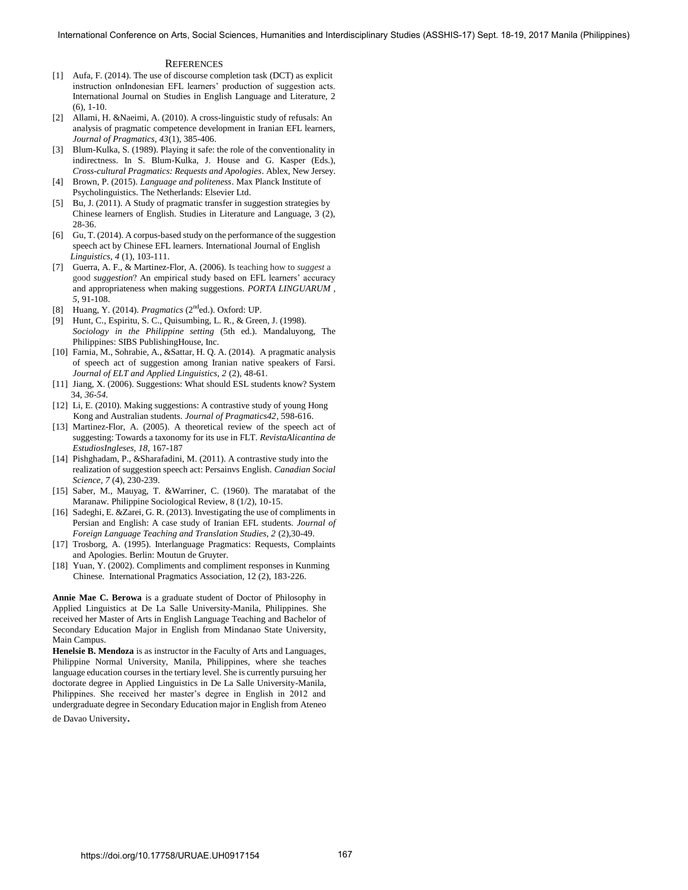## References

[1] Aufa, F. (2014). The use of discourse completion task (DCT) as explicit instruction onIndonesian EFL learners' production of suggestion acts. International Journal on Studies in English Language and Literature, 2 (6), 1-10.

[2] Allami, H. &Naeimi, A. (2010). A cross-linguistic study of refusals: An analysis of pragmatic competence development in Iranian EFL learners, *Journal of Pragmatics, 43*(1), 385-406.

[3] Blum-Kulka, S. (1989). Playing it safe: the role of the conventionality in indirectness. In S. Blum-Kulka, J. House and G. Kasper (Eds.), *Cross-cultural Pragmatics: Requests and Apologies*. Ablex, New Jersey.

[4] Brown, P. (2015). *Language and politeness*. Max Planck Institute of Psycholinguistics. The Netherlands: Elsevier Ltd.

[5] Bu, J. (2011). A Study of pragmatic transfer in suggestion strategies by Chinese learners of English. Studies in Literature and Language, 3 (2), 28-36.

[6] Gu, T. (2014). A corpus-based study on the performance of the suggestion speech act by Chinese EFL learners. International Journal of English *Linguistics, 4* (1), 103-111.

[7] Guerra, A. F., & Martinez-Flor, A. (2006). Is teaching how to *suggest* a good *suggestion*? An empirical study based on EFL learners' accuracy and appropriateness when making suggestions. *PORTA LINGUARUM , 5*, 91-108.

[8] Huang, Y. (2014). *Pragmatics* (2nded.). Oxford: UP.

[9] Hunt, C., Espiritu, S. C., Quisumbing, L. R., & Green, J. (1998). *Sociology in the Philippine setting* (5th ed.). Mandaluyong, The Philippines: SIBS PublishingHouse, Inc.

[10] Farnia, M., Sohrabie, A., &Sattar, H. Q. A. (2014). A pragmatic analysis of speech act of suggestion among Iranian native speakers of Farsi. *Journal of ELT and Applied Linguistics, 2* (2), 48-61.

[11] Jiang, X. (2006). Suggestions: What should ESL students know? System 34, *36-54*.

[12] Li, E. (2010). Making suggestions: A contrastive study of young Hong Kong and Australian students. *Journal of Pragmatics42*, 598-616.

[13] Martinez-Flor, A. (2005). A theoretical review of the speech act of suggesting: Towards a taxonomy for its use in FLT. *RevistaAlicantina de EstudiosIngleses, 18,* 167-187

[14] Pishghadam, P., &Sharafadini, M. (2011). A contrastive study into the realization of suggestion speech act: Persainvs English. *Canadian Social Science, 7* (4), 230-239.

[15] Saber, M., Mauyag, T. &Warriner, C. (1960). The maratabat of the Maranaw. Philippine Sociological Review, 8 (1/2), 10-15.

[16] Sadeghi, E. &Zarei, G. R. (2013). Investigating the use of compliments in Persian and English: A case study of Iranian EFL students. *Journal of Foreign Language Teaching and Translation Studies, 2* (2),30-49.

[17] Trosborg, A. (1995). Interlanguage Pragmatics: Requests, Complaints and Apologies. Berlin: Moutun de Gruyter.

[18] Yuan, Y. (2002). Compliments and compliment responses in Kunming Chinese. International Pragmatics Association, 12 (2), 183-226.

**Annie Mae C. Berowa** is a graduate student of Doctor of Philosophy in Applied Linguistics at De La Salle University-Manila, Philippines. She received her Master of Arts in English Language Teaching and Bachelor of Secondary Education Major in English from Mindanao State University, Main Campus.

**Henelsie B. Mendoza** is as instructor in the Faculty of Arts and Languages, Philippine Normal University, Manila, Philippines, where she teaches language education courses in the tertiary level. She is currently pursuing her doctorate degree in Applied Linguistics in De La Salle University-Manila, Philippines. She received her master's degree in English in 2012 and undergraduate degree in Secondary Education major in English from Ateneo de Davao University.